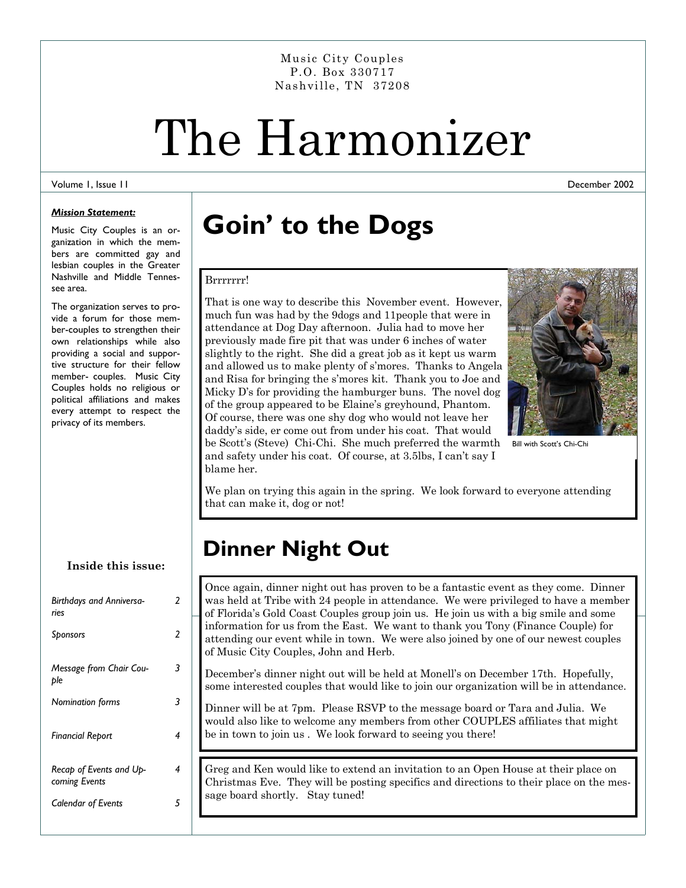Music City Couples
P.O. Box 330717
Nashville, TN 37208

# The Harmonizer

Volume 1, Issue 11 — December 2002

***Mission Statement:***

Music City Couples is an organization in which the members are committed gay and lesbian couples in the Greater Nashville and Middle Tennessee area.

The organization serves to provide a forum for those member-couples to strengthen their own relationships while also providing a social and supportive structure for their fellow member- couples. Music City Couples holds no religious or political affiliations and makes every attempt to respect the privacy of its members.

**Inside this issue:**

| | |
|---|---|
| *Birthdays and Anniversaries* | 2 |
| *Sponsors* | 2 |
| *Message from Chair Couple* | 3 |
| *Nomination forms* | 3 |
| *Financial Report* | 4 |
| *Recap of Events and Upcoming Events* | 4 |
| *Calendar of Events* | 5 |

# Goin' to the Dogs

Brrrrrrr!

That is one way to describe this November event. However, much fun was had by the 9dogs and 11people that were in attendance at Dog Day afternoon. Julia had to move her previously made fire pit that was under 6 inches of water slightly to the right. She did a great job as it kept us warm and allowed us to make plenty of s'mores. Thanks to Angela and Risa for bringing the s'mores kit. Thank you to Joe and Micky D's for providing the hamburger buns. The novel dog of the group appeared to be Elaine's greyhound, Phantom. Of course, there was one shy dog who would not leave her daddy's side, er come out from under his coat. That would be Scott's (Steve) Chi-Chi. She much preferred the warmth and safety under his coat. Of course, at 3.5lbs, I can't say I blame her.

Bill with Scott's Chi-Chi

We plan on trying this again in the spring. We look forward to everyone attending that can make it, dog or not!

## Dinner Night Out

Once again, dinner night out has proven to be a fantastic event as they come. Dinner was held at Tribe with 24 people in attendance. We were privileged to have a member of Florida's Gold Coast Couples group join us. He join us with a big smile and some information for us from the East. We want to thank you Tony (Finance Couple) for attending our event while in town. We were also joined by one of our newest couples of Music City Couples, John and Herb.

December's dinner night out will be held at Monell's on December 17th. Hopefully, some interested couples that would like to join our organization will be in attendance.

Dinner will be at 7pm. Please RSVP to the message board or Tara and Julia. We would also like to welcome any members from other COUPLES affiliates that might be in town to join us . We look forward to seeing you there!

Greg and Ken would like to extend an invitation to an Open House at their place on Christmas Eve. They will be posting specifics and directions to their place on the message board shortly. Stay tuned!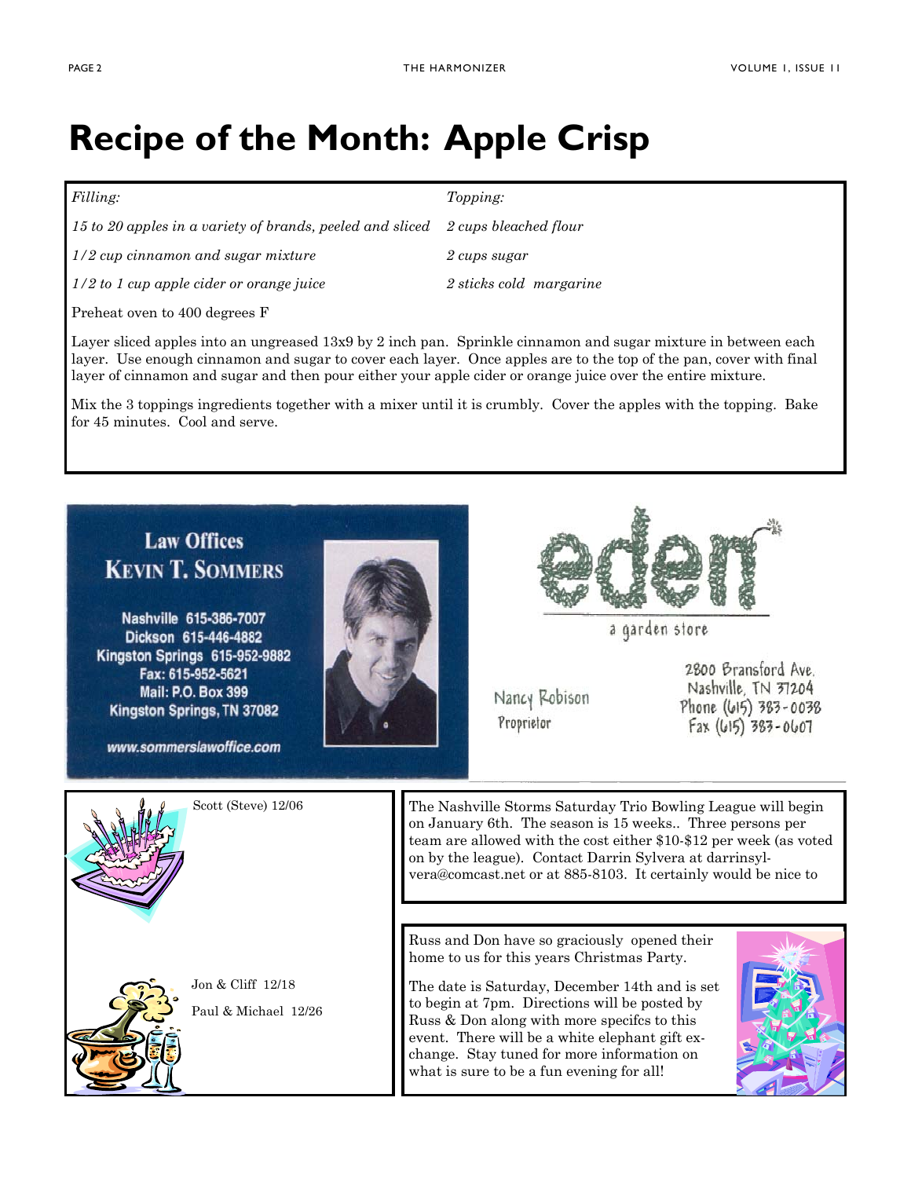# Recipe of the Month: Apple Crisp

*Filling:*

*15 to 20 apples in a variety of brands, peeled and sliced*

*1/2 cup cinnamon and sugar mixture*

*1/2 to 1 cup apple cider or orange juice*

*Topping:*

*2 cups bleached flour*

*2 cups sugar*

*2 sticks cold margarine*

Preheat oven to 400 degrees F

Layer sliced apples into an ungreased 13x9 by 2 inch pan. Sprinkle cinnamon and sugar mixture in between each layer. Use enough cinnamon and sugar to cover each layer. Once apples are to the top of the pan, cover with final layer of cinnamon and sugar and then pour either your apple cider or orange juice over the entire mixture.

Mix the 3 toppings ingredients together with a mixer until it is crumbly. Cover the apples with the topping. Bake for 45 minutes. Cool and serve.

**Law Offices**
**KEVIN T. SOMMERS**

Nashville 615-386-7007
Dickson 615-446-4882
Kingston Springs 615-952-9882
Fax: 615-952-5621
Mail: P.O. Box 399
Kingston Springs, TN 37082

www.sommerslawoffice.com

**eden**
a garden store

Nancy Robison
Proprietor

2800 Bransford Ave.
Nashville, TN 37204
Phone (615) 383-0038
Fax (615) 383-0607

Scott (Steve) 12/06

Jon & Cliff 12/18

Paul & Michael 12/26

The Nashville Storms Saturday Trio Bowling League will begin on January 6th. The season is 15 weeks.. Three persons per team are allowed with the cost either $10-$12 per week (as voted on by the league). Contact Darrin Sylvera at darrinsylvera@comcast.net or at 885-8103. It certainly would be nice to

Russ and Don have so graciously opened their home to us for this years Christmas Party.

The date is Saturday, December 14th and is set to begin at 7pm. Directions will be posted by Russ & Don along with more specifcs to this event. There will be a white elephant gift exchange. Stay tuned for more information on what is sure to be a fun evening for all!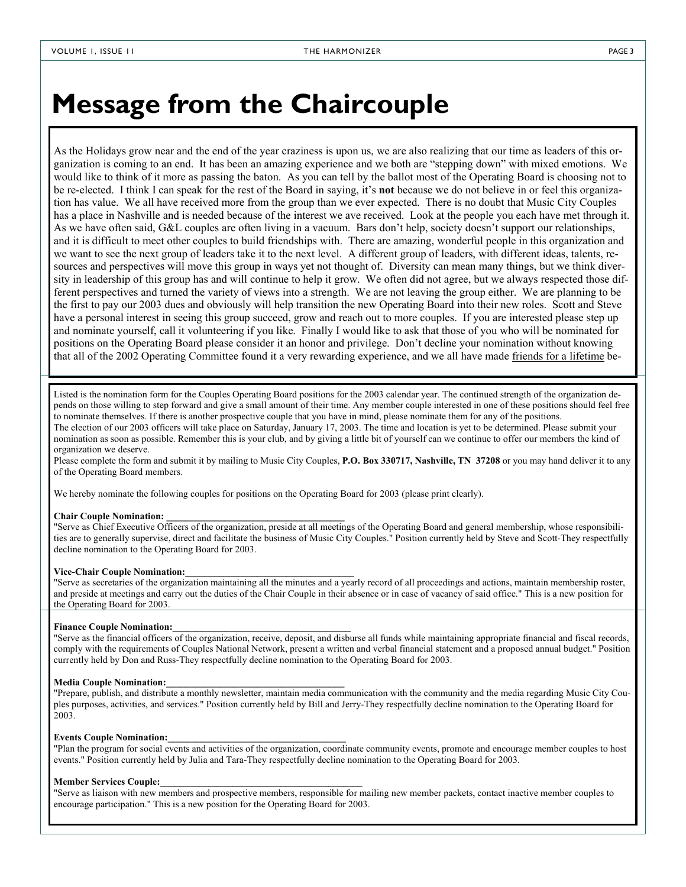# Message from the Chaircouple

As the Holidays grow near and the end of the year craziness is upon us, we are also realizing that our time as leaders of this organization is coming to an end. It has been an amazing experience and we both are "stepping down" with mixed emotions. We would like to think of it more as passing the baton. As you can tell by the ballot most of the Operating Board is choosing not to be re-elected. I think I can speak for the rest of the Board in saying, it's **not** because we do not believe in or feel this organization has value. We all have received more from the group than we ever expected. There is no doubt that Music City Couples has a place in Nashville and is needed because of the interest we ave received. Look at the people you each have met through it. As we have often said, G&L couples are often living in a vacuum. Bars don't help, society doesn't support our relationships, and it is difficult to meet other couples to build friendships with. There are amazing, wonderful people in this organization and we want to see the next group of leaders take it to the next level. A different group of leaders, with different ideas, talents, resources and perspectives will move this group in ways yet not thought of. Diversity can mean many things, but we think diversity in leadership of this group has and will continue to help it grow. We often did not agree, but we always respected those different perspectives and turned the variety of views into a strength. We are not leaving the group either. We are planning to be the first to pay our 2003 dues and obviously will help transition the new Operating Board into their new roles. Scott and Steve have a personal interest in seeing this group succeed, grow and reach out to more couples. If you are interested please step up and nominate yourself, call it volunteering if you like. Finally I would like to ask that those of you who will be nominated for positions on the Operating Board please consider it an honor and privilege. Don't decline your nomination without knowing that all of the 2002 Operating Committee found it a very rewarding experience, and we all have made friends for a lifetime be-

Listed is the nomination form for the Couples Operating Board positions for the 2003 calendar year. The continued strength of the organization depends on those willing to step forward and give a small amount of their time. Any member couple interested in one of these positions should feel free to nominate themselves. If there is another prospective couple that you have in mind, please nominate them for any of the positions.

The election of our 2003 officers will take place on Saturday, January 17, 2003. The time and location is yet to be determined. Please submit your nomination as soon as possible. Remember this is your club, and by giving a little bit of yourself can we continue to offer our members the kind of organization we deserve.

Please complete the form and submit it by mailing to Music City Couples, **P.O. Box 330717, Nashville, TN 37208** or you may hand deliver it to any of the Operating Board members.

We hereby nominate the following couples for positions on the Operating Board for 2003 (please print clearly).

**Chair Couple Nomination: ____________________________________**

"Serve as Chief Executive Officers of the organization, preside at all meetings of the Operating Board and general membership, whose responsibilities are to generally supervise, direct and facilitate the business of Music City Couples." Position currently held by Steve and Scott-They respectfully decline nomination to the Operating Board for 2003.

**Vice-Chair Couple Nomination:____________________________________**

"Serve as secretaries of the organization maintaining all the minutes and a yearly record of all proceedings and actions, maintain membership roster, and preside at meetings and carry out the duties of the Chair Couple in their absence or in case of vacancy of said office." This is a new position for the Operating Board for 2003.

**Finance Couple Nomination:____________________________________**

"Serve as the financial officers of the organization, receive, deposit, and disburse all funds while maintaining appropriate financial and fiscal records, comply with the requirements of Couples National Network, present a written and verbal financial statement and a proposed annual budget." Position currently held by Don and Russ-They respectfully decline nomination to the Operating Board for 2003.

**Media Couple Nomination:____________________________________**

"Prepare, publish, and distribute a monthly newsletter, maintain media communication with the community and the media regarding Music City Couples purposes, activities, and services." Position currently held by Bill and Jerry-They respectfully decline nomination to the Operating Board for 2003.

**Events Couple Nomination:____________________________________**

"Plan the program for social events and activities of the organization, coordinate community events, promote and encourage member couples to host events." Position currently held by Julia and Tara-They respectfully decline nomination to the Operating Board for 2003.

**Member Services Couple:____________________________________**

"Serve as liaison with new members and prospective members, responsible for mailing new member packets, contact inactive member couples to encourage participation." This is a new position for the Operating Board for 2003.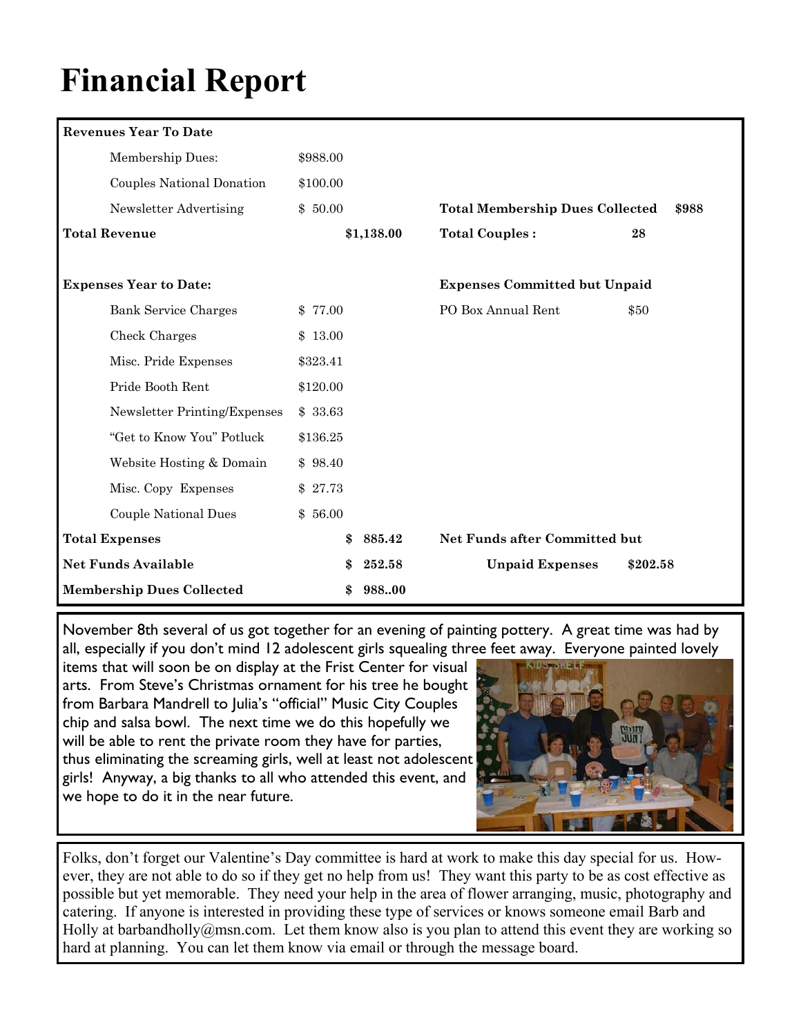# Financial Report

| Revenues Year To Date | | | | |
|---|---|---|---|---|
| Membership Dues: | $988.00 | | | |
| Couples National Donation | $100.00 | | | |
| Newsletter Advertising | $ 50.00 | | **Total Membership Dues Collected** | **$988** |
| **Total Revenue** | | **$1,138.00** | **Total Couples :** | **28** |
| | | | | |
| **Expenses Year to Date:** | | | **Expenses Committed but Unpaid** | |
| Bank Service Charges | $ 77.00 | | PO Box Annual Rent | $50 |
| Check Charges | $ 13.00 | | | |
| Misc. Pride Expenses | $323.41 | | | |
| Pride Booth Rent | $120.00 | | | |
| Newsletter Printing/Expenses | $ 33.63 | | | |
| "Get to Know You" Potluck | $136.25 | | | |
| Website Hosting & Domain | $ 98.40 | | | |
| Misc. Copy Expenses | $ 27.73 | | | |
| Couple National Dues | $ 56.00 | | | |
| **Total Expenses** | | **$ 885.42** | **Net Funds after Committed but** | |
| **Net Funds Available** | | **$ 252.58** | **Unpaid Expenses** | **$202.58** |
| **Membership Dues Collected** | | **$ 988..00** | | |

November 8th several of us got together for an evening of painting pottery. A great time was had by all, especially if you don't mind 12 adolescent girls squealing three feet away. Everyone painted lovely items that will soon be on display at the Frist Center for visual arts. From Steve's Christmas ornament for his tree he bought from Barbara Mandrell to Julia's "official" Music City Couples chip and salsa bowl. The next time we do this hopefully we will be able to rent the private room they have for parties, thus eliminating the screaming girls, well at least not adolescent girls! Anyway, a big thanks to all who attended this event, and we hope to do it in the near future.

Folks, don't forget our Valentine's Day committee is hard at work to make this day special for us. However, they are not able to do so if they get no help from us! They want this party to be as cost effective as possible but yet memorable. They need your help in the area of flower arranging, music, photography and catering. If anyone is interested in providing these type of services or knows someone email Barb and Holly at barbandholly@msn.com. Let them know also is you plan to attend this event they are working so hard at planning. You can let them know via email or through the message board.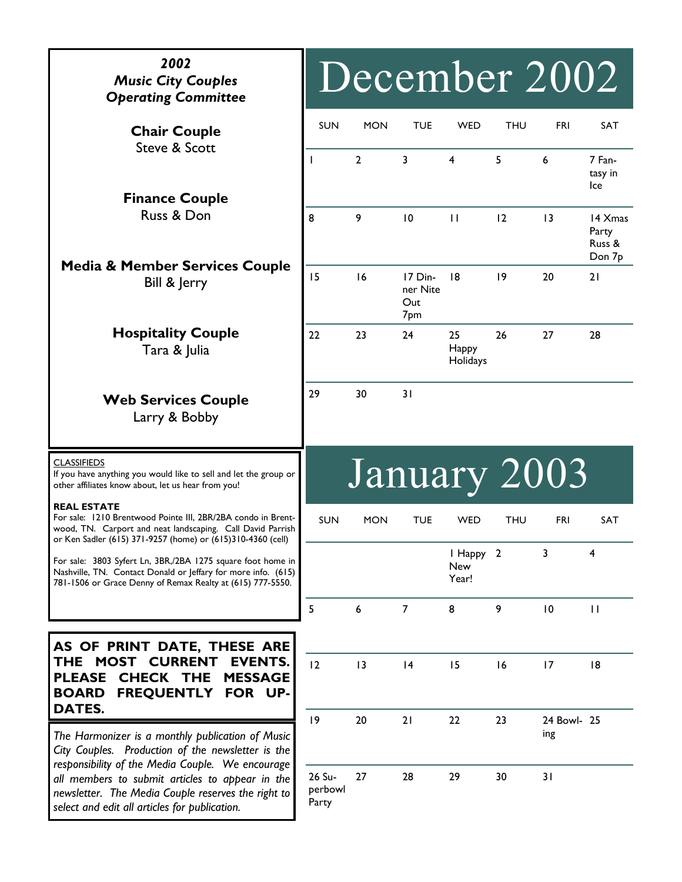## 2002 Music City Couples Operating Committee

**Chair Couple**
Steve & Scott

**Finance Couple**
Russ & Don

**Media & Member Services Couple**
Bill & Jerry

**Hospitality Couple**
Tara & Julia

**Web Services Couple**
Larry & Bobby

CLASSIFIEDS
If you have anything you would like to sell and let the group or other affiliates know about, let us hear from you!

**REAL ESTATE**
For sale: 1210 Brentwood Pointe III, 2BR/2BA condo in Brentwood, TN. Carport and neat landscaping. Call David Parrish or Ken Sadler (615) 371-9257 (home) or (615)310-4360 (cell)

For sale: 3803 Syfert Ln, 3BR,/2BA 1275 square foot home in Nashville, TN. Contact Donald or Jeffary for more info. (615) 781-1506 or Grace Denny of Remax Realty at (615) 777-5550.

**AS OF PRINT DATE, THESE ARE THE MOST CURRENT EVENTS. PLEASE CHECK THE MESSAGE BOARD FREQUENTLY FOR UPDATES.**

*The Harmonizer is a monthly publication of Music City Couples. Production of the newsletter is the responsibility of the Media Couple. We encourage all members to submit articles to appear in the newsletter. The Media Couple reserves the right to select and edit all articles for publication.*

# December 2002

| SUN | MON | TUE | WED | THU | FRI | SAT |
| --- | --- | --- | --- | --- | --- | --- |
| 1 | 2 | 3 | 4 | 5 | 6 | 7 Fantasy in Ice |
| 8 | 9 | 10 | 11 | 12 | 13 | 14 Xmas Party Russ & Don 7p |
| 15 | 16 | 17 Dinner Nite Out 7pm | 18 | 19 | 20 | 21 |
| 22 | 23 | 24 | 25 Happy Holidays | 26 | 27 | 28 |
| 29 | 30 | 31 | | | | |

# January 2003

| SUN | MON | TUE | WED | THU | FRI | SAT |
| --- | --- | --- | --- | --- | --- | --- |
| | | | 1 Happy New Year! | 2 | 3 | 4 |
| 5 | 6 | 7 | 8 | 9 | 10 | 11 |
| 12 | 13 | 14 | 15 | 16 | 17 | 18 |
| 19 | 20 | 21 | 22 | 23 | 24 Bowling | 25 |
| 26 Superbowl Party | 27 | 28 | 29 | 30 | 31 | |